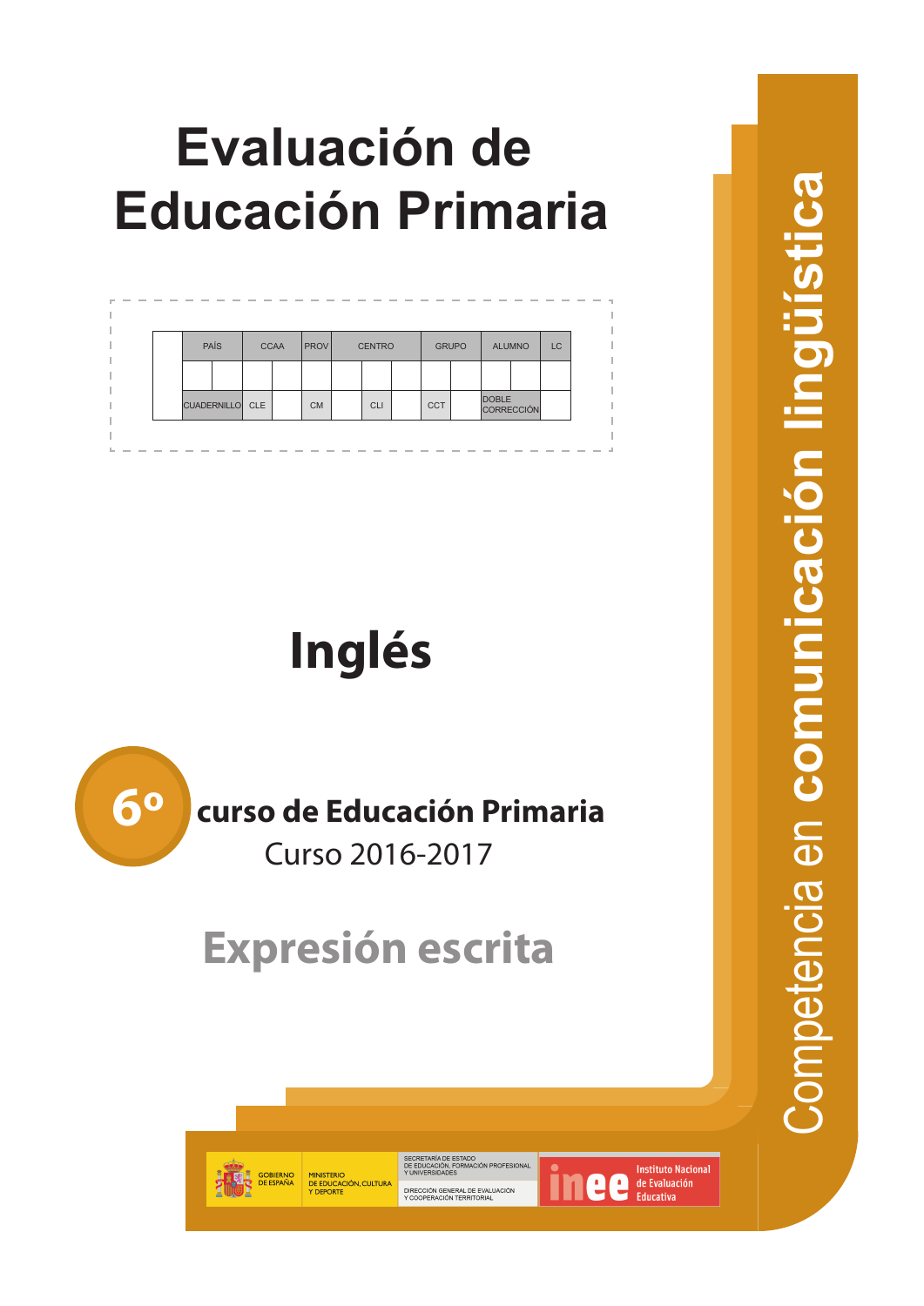# Evaluación de Educación Primaria

| | PAÍS | | CCAA | | PROV | CENTRO | | | GRUPO | | ALUMNO | | LC |
|---|---|---|---|---|---|---|---|---|---|---|---|---|---|
| | | | | | | | | | | | | | |
| | CUADERNILLO | | CLE | | CM | | CLI | | CCT | | DOBLE CORRECCIÓN | | |

## Inglés

**6º curso de Educación Primaria**

Curso 2016-2017

## Expresión escrita

Competencia en **comunicación lingüística**

GOBIERNO DE ESPAÑA

MINISTERIO DE EDUCACIÓN, CULTURA Y DEPORTE

SECRETARÍA DE ESTADO DE EDUCACIÓN, FORMACIÓN PROFESIONAL Y UNIVERSIDADES

DIRECCIÓN GENERAL DE EVALUACIÓN Y COOPERACIÓN TERRITORIAL

inee Instituto Nacional de Evaluación Educativa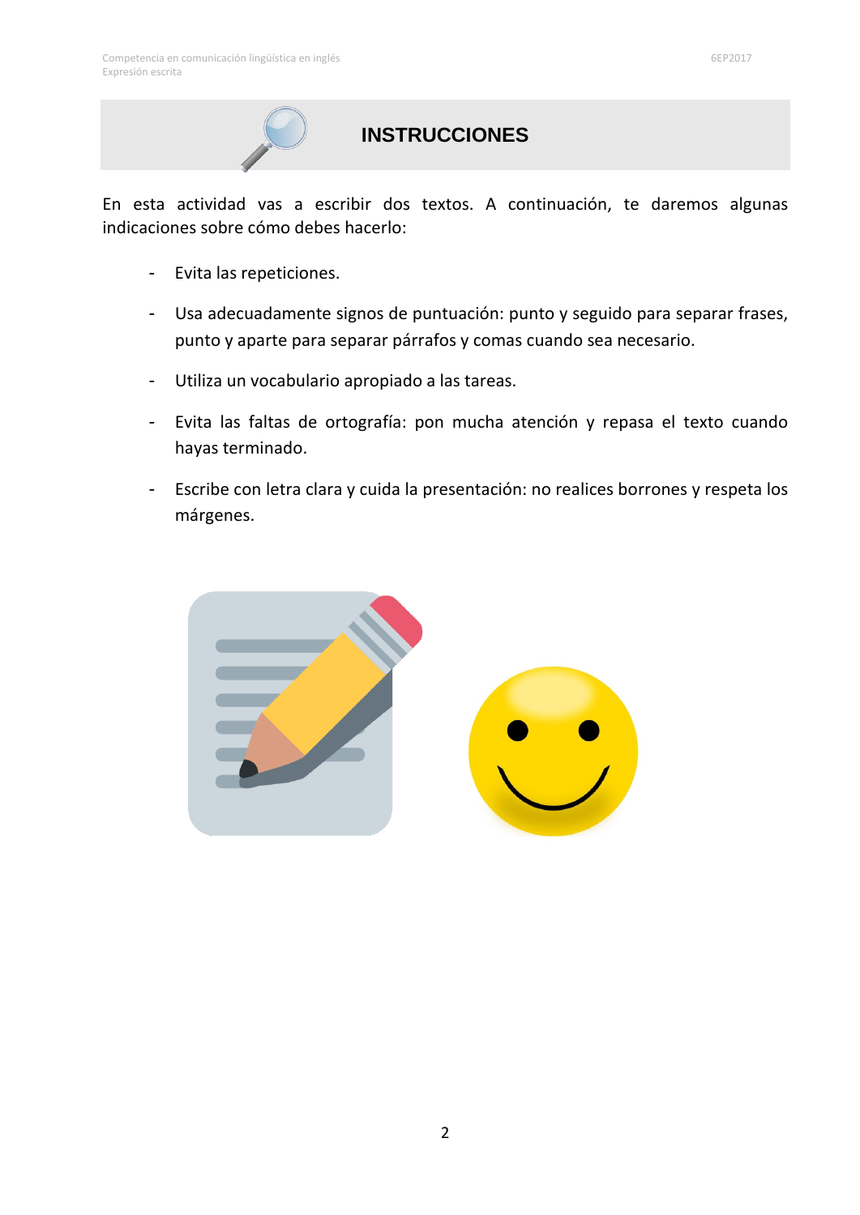# INSTRUCCIONES

En esta actividad vas a escribir dos textos. A continuación, te daremos algunas indicaciones sobre cómo debes hacerlo:

- Evita las repeticiones.
- Usa adecuadamente signos de puntuación: punto y seguido para separar frases, punto y aparte para separar párrafos y comas cuando sea necesario.
- Utiliza un vocabulario apropiado a las tareas.
- Evita las faltas de ortografía: pon mucha atención y repasa el texto cuando hayas terminado.
- Escribe con letra clara y cuida la presentación: no realices borrones y respeta los márgenes.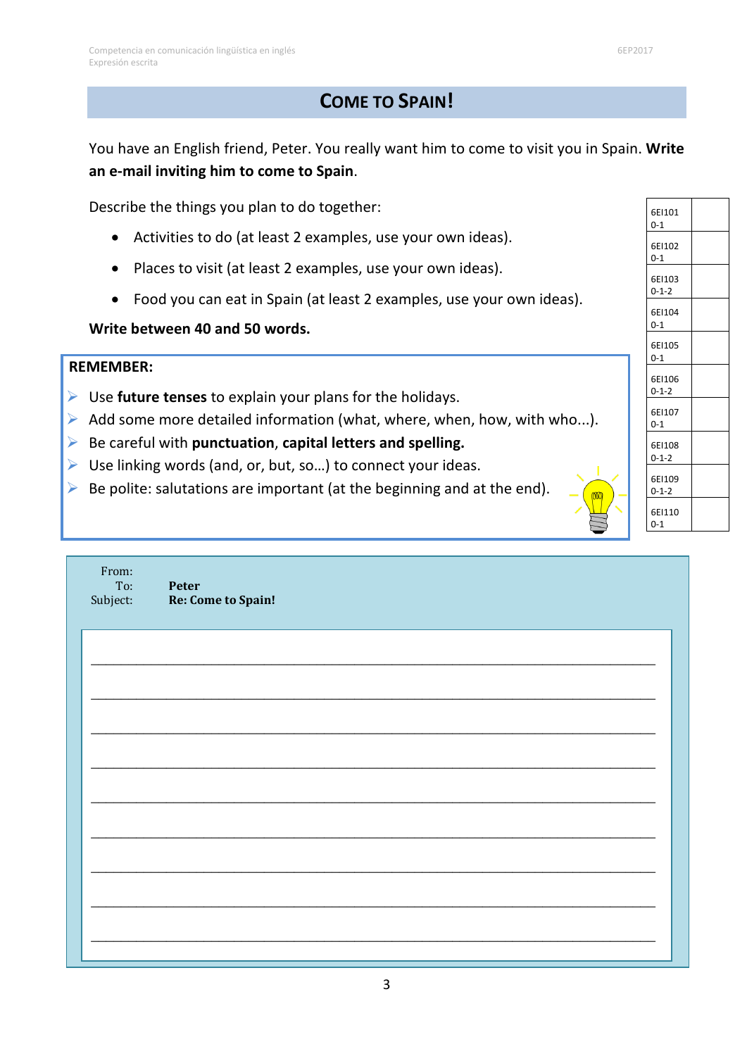# COME TO SPAIN!

You have an English friend, Peter. You really want him to come to visit you in Spain. **Write an e-mail inviting him to come to Spain**.

Describe the things you plan to do together:

- Activities to do (at least 2 examples, use your own ideas).
- Places to visit (at least 2 examples, use your own ideas).
- Food you can eat in Spain (at least 2 examples, use your own ideas).

**Write between 40 and 50 words.**

| | |
|---|---|
| 6EI101 0-1 | |
| 6EI102 0-1 | |
| 6EI103 0-1-2 | |
| 6EI104 0-1 | |
| 6EI105 0-1 | |
| 6EI106 0-1-2 | |
| 6EI107 0-1 | |
| 6EI108 0-1-2 | |
| 6EI109 0-1-2 | |
| 6EI110 0-1 | |

**REMEMBER:**

- Use **future tenses** to explain your plans for the holidays.
- Add some more detailed information (what, where, when, how, with who...).
- Be careful with **punctuation**, **capital letters and spelling.**
- Use linking words (and, or, but, so…) to connect your ideas.
- Be polite: salutations are important (at the beginning and at the end).

From:
To: **Peter**
Subject: **Re: Come to Spain!**

______________________________________________________________________

______________________________________________________________________

______________________________________________________________________

______________________________________________________________________

______________________________________________________________________

______________________________________________________________________

______________________________________________________________________

______________________________________________________________________

______________________________________________________________________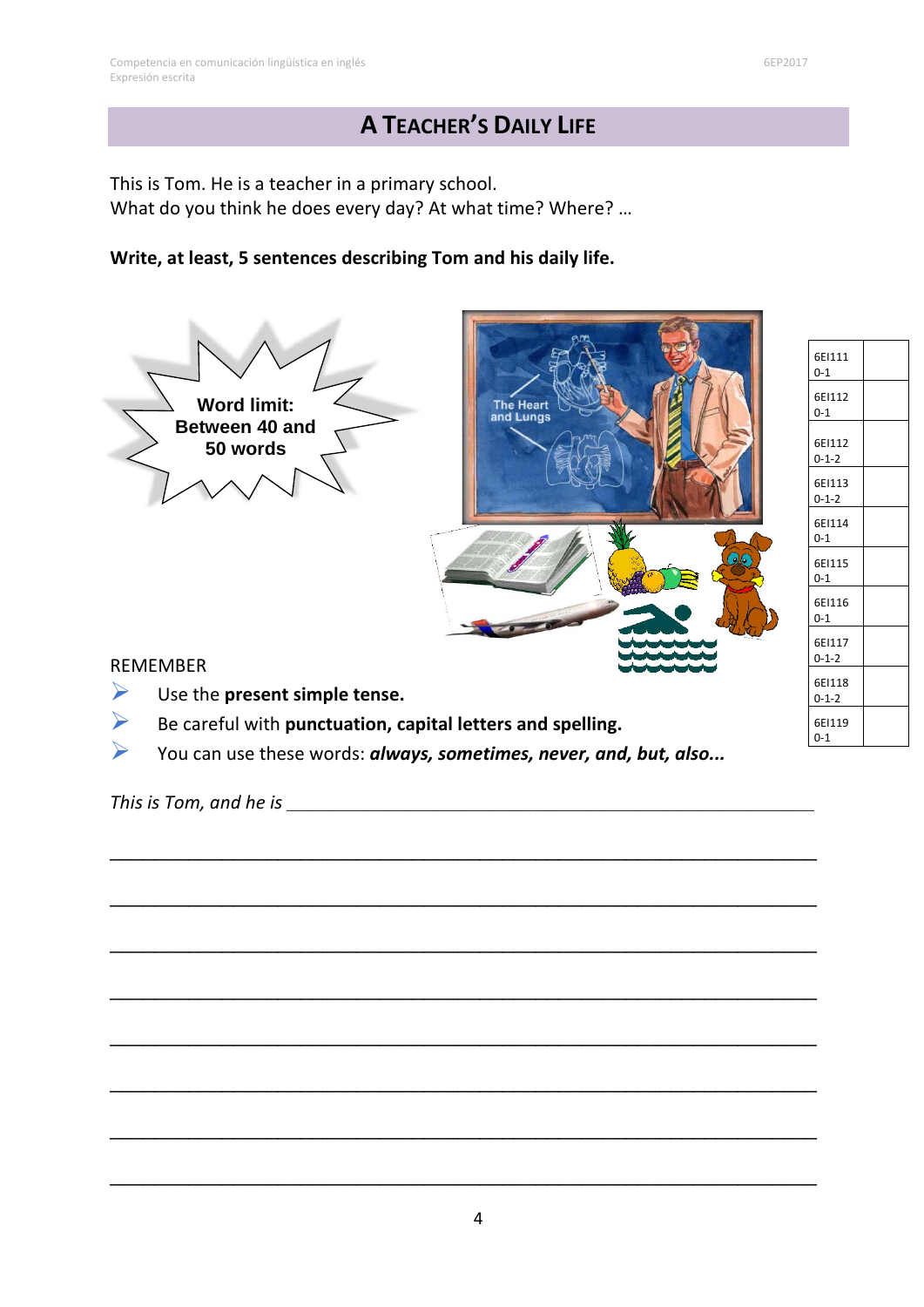# A TEACHER'S DAILY LIFE

This is Tom. He is a teacher in a primary school.
What do you think he does every day? At what time? Where? …

**Write, at least, 5 sentences describing Tom and his daily life.**

**Word limit: Between 40 and 50 words**

The Heart and Lungs

| | |
|---|---|
| 6EI111 0-1 | |
| 6EI112 0-1 | |
| 6EI112 0-1-2 | |
| 6EI113 0-1-2 | |
| 6EI114 0-1 | |
| 6EI115 0-1 | |
| 6EI116 0-1 | |
| 6EI117 0-1-2 | |
| 6EI118 0-1-2 | |
| 6EI119 0-1 | |

REMEMBER

- Use the **present simple tense.**
- Be careful with **punctuation, capital letters and spelling.**
- You can use these words: ***always, sometimes, never, and, but, also...***

*This is Tom, and he is* ______________________________________________

______________________________________________________________________

______________________________________________________________________

______________________________________________________________________

______________________________________________________________________

______________________________________________________________________

______________________________________________________________________

______________________________________________________________________

______________________________________________________________________